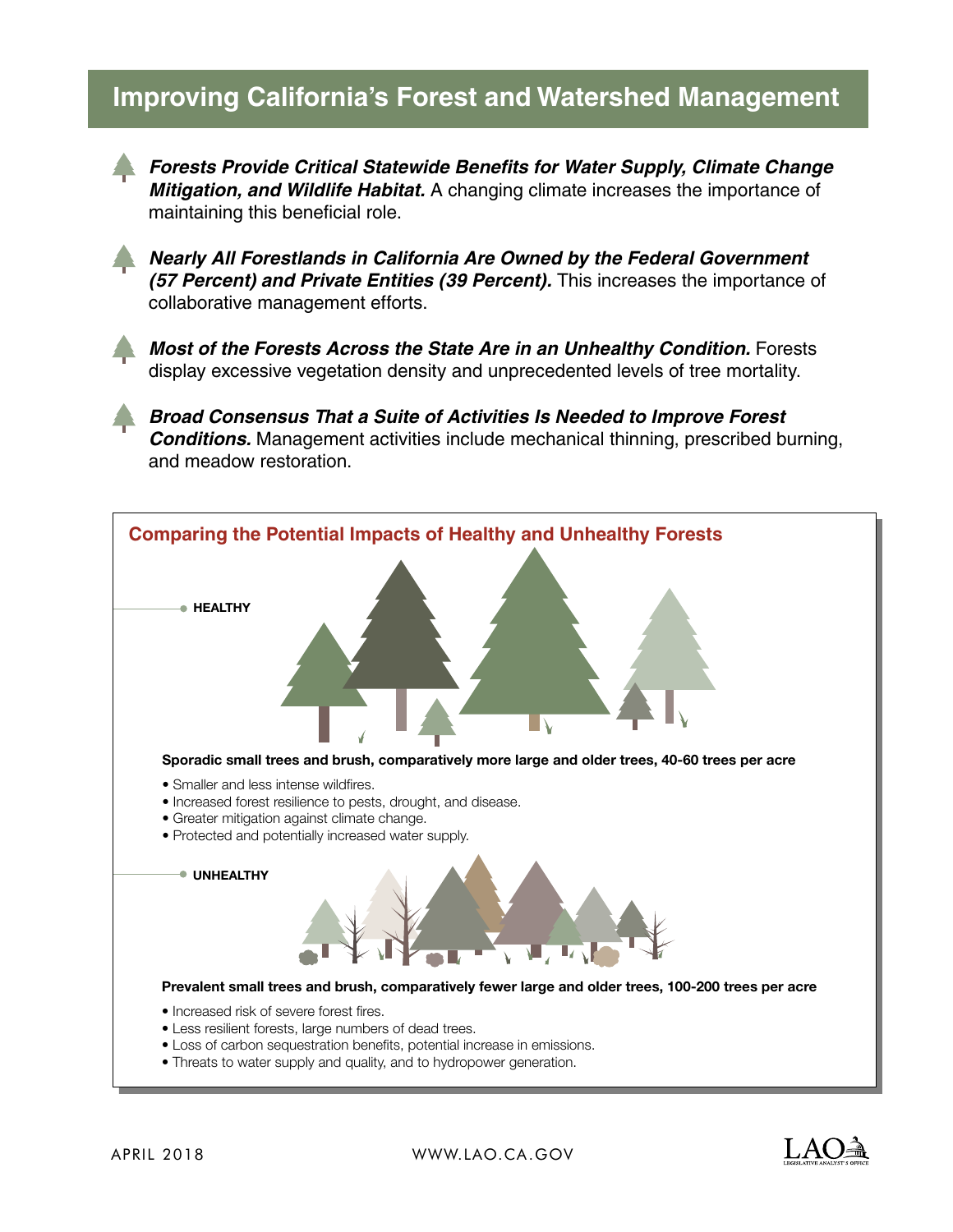# Improving California's Forest and Watershed Management

- ***Forests Provide Critical Statewide Benefits for Water Supply, Climate Change Mitigation, and Wildlife Habitat.*** A changing climate increases the importance of maintaining this beneficial role.

- ***Nearly All Forestlands in California Are Owned by the Federal Government (57 Percent) and Private Entities (39 Percent).*** This increases the importance of collaborative management efforts.

- ***Most of the Forests Across the State Are in an Unhealthy Condition.*** Forests display excessive vegetation density and unprecedented levels of tree mortality.

- ***Broad Consensus That a Suite of Activities Is Needed to Improve Forest Conditions.*** Management activities include mechanical thinning, prescribed burning, and meadow restoration.

## Comparing the Potential Impacts of Healthy and Unhealthy Forests

**HEALTHY**

**Sporadic small trees and brush, comparatively more large and older trees, 40-60 trees per acre**

- Smaller and less intense wildfires.
- Increased forest resilience to pests, drought, and disease.
- Greater mitigation against climate change.
- Protected and potentially increased water supply.

**UNHEALTHY**

**Prevalent small trees and brush, comparatively fewer large and older trees, 100-200 trees per acre**

- Increased risk of severe forest fires.
- Less resilient forests, large numbers of dead trees.
- Loss of carbon sequestration benefits, potential increase in emissions.
- Threats to water supply and quality, and to hydropower generation.

APRIL 2018

WWW.LAO.CA.GOV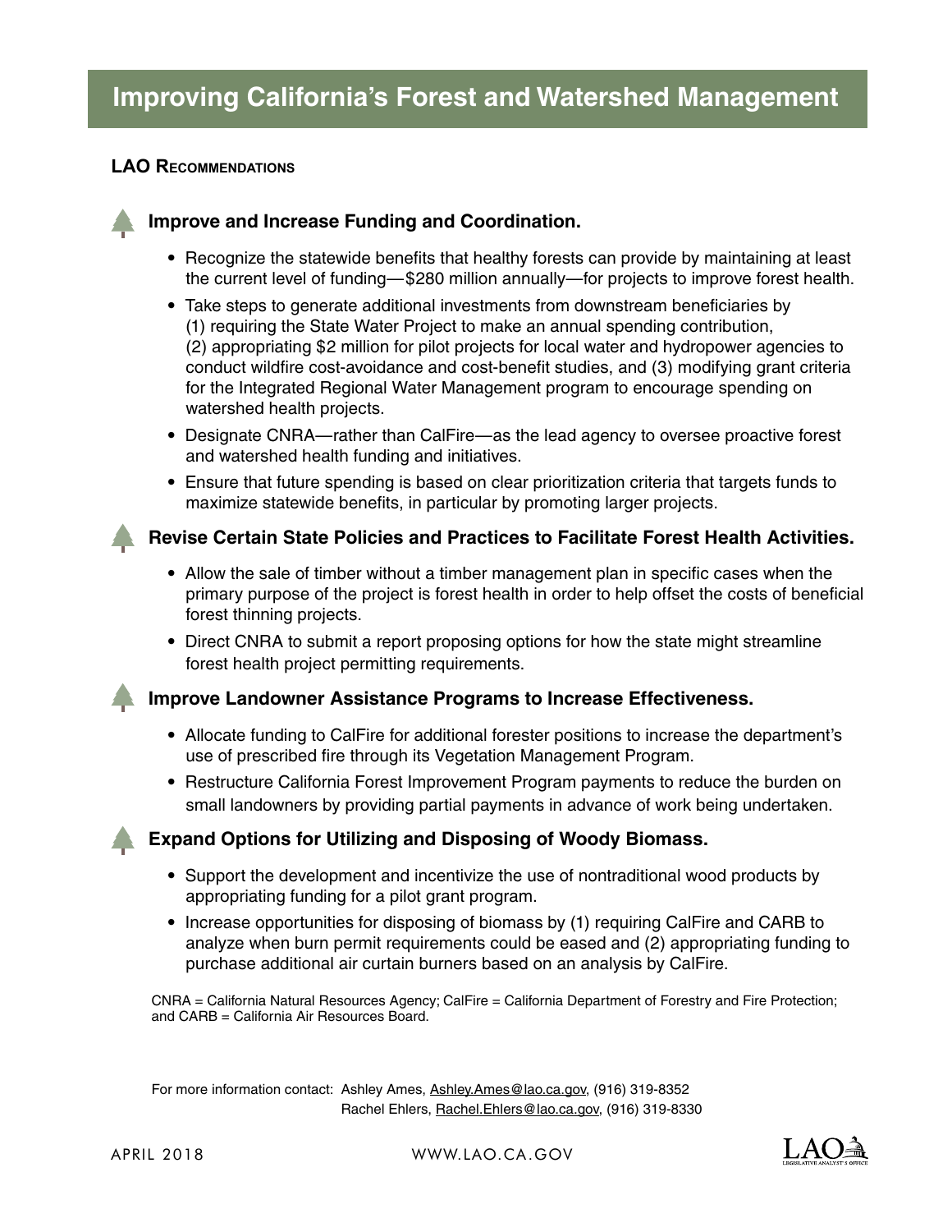# Improving California's Forest and Watershed Management

**LAO Recommendations**

### Improve and Increase Funding and Coordination.

- Recognize the statewide benefits that healthy forests can provide by maintaining at least the current level of funding—$280 million annually—for projects to improve forest health.
- Take steps to generate additional investments from downstream beneficiaries by (1) requiring the State Water Project to make an annual spending contribution, (2) appropriating $2 million for pilot projects for local water and hydropower agencies to conduct wildfire cost-avoidance and cost-benefit studies, and (3) modifying grant criteria for the Integrated Regional Water Management program to encourage spending on watershed health projects.
- Designate CNRA—rather than CalFire—as the lead agency to oversee proactive forest and watershed health funding and initiatives.
- Ensure that future spending is based on clear prioritization criteria that targets funds to maximize statewide benefits, in particular by promoting larger projects.

### Revise Certain State Policies and Practices to Facilitate Forest Health Activities.

- Allow the sale of timber without a timber management plan in specific cases when the primary purpose of the project is forest health in order to help offset the costs of beneficial forest thinning projects.
- Direct CNRA to submit a report proposing options for how the state might streamline forest health project permitting requirements.

### Improve Landowner Assistance Programs to Increase Effectiveness.

- Allocate funding to CalFire for additional forester positions to increase the department's use of prescribed fire through its Vegetation Management Program.
- Restructure California Forest Improvement Program payments to reduce the burden on small landowners by providing partial payments in advance of work being undertaken.

### Expand Options for Utilizing and Disposing of Woody Biomass.

- Support the development and incentivize the use of nontraditional wood products by appropriating funding for a pilot grant program.
- Increase opportunities for disposing of biomass by (1) requiring CalFire and CARB to analyze when burn permit requirements could be eased and (2) appropriating funding to purchase additional air curtain burners based on an analysis by CalFire.

CNRA = California Natural Resources Agency; CalFire = California Department of Forestry and Fire Protection; and CARB = California Air Resources Board.

For more information contact: Ashley Ames, Ashley.Ames@lao.ca.gov, (916) 319-8352
Rachel Ehlers, Rachel.Ehlers@lao.ca.gov, (916) 319-8330

April 2018

www.lao.ca.gov